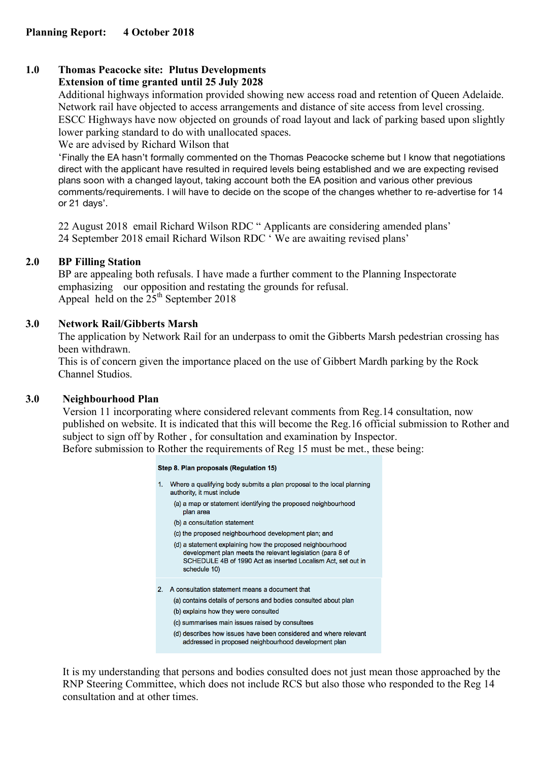**Planning Report: 4 October 2018**

## 1.0 Thomas Peacocke site: Plutus Developments

**Extension of time granted until 25 July 2028**

Additional highways information provided showing new access road and retention of Queen Adelaide. Network rail have objected to access arrangements and distance of site access from level crossing. ESCC Highways have now objected on grounds of road layout and lack of parking based upon slightly lower parking standard to do with unallocated spaces.

We are advised by Richard Wilson that

'Finally the EA hasn't formally commented on the Thomas Peacocke scheme but I know that negotiations direct with the applicant have resulted in required levels being established and we are expecting revised plans soon with a changed layout, taking account both the EA position and various other previous comments/requirements. I will have to decide on the scope of the changes whether to re-advertise for 14 or 21 days'.

22 August 2018 email Richard Wilson RDC " Applicants are considering amended plans'
24 September 2018 email Richard Wilson RDC ' We are awaiting revised plans'

## 2.0 BP Filling Station

BP are appealing both refusals. I have made a further comment to the Planning Inspectorate emphasizing our opposition and restating the grounds for refusal.
Appeal held on the 25th September 2018

## 3.0 Network Rail/Gibberts Marsh

The application by Network Rail for an underpass to omit the Gibberts Marsh pedestrian crossing has been withdrawn.
This is of concern given the importance placed on the use of Gibbert Mardh parking by the Rock Channel Studios.

## 3.0 Neighbourhood Plan

Version 11 incorporating where considered relevant comments from Reg.14 consultation, now published on website. It is indicated that this will become the Reg.16 official submission to Rother and subject to sign off by Rother , for consultation and examination by Inspector.
Before submission to Rother the requirements of Reg 15 must be met., these being:

**Step 8. Plan proposals (Regulation 15)**

1. Where a qualifying body submits a plan proposal to the local planning authority, it must include
   - (a) a map or statement identifying the proposed neighbourhood plan area
   - (b) a consultation statement
   - (c) the proposed neighbourhood development plan; and
   - (d) a statement explaining how the proposed neighbourhood development plan meets the relevant legislation (para 8 of SCHEDULE 4B of 1990 Act as inserted Localism Act, set out in schedule 10)
2. A consultation statement means a document that
   - (a) contains details of persons and bodies consulted about plan
   - (b) explains how they were consulted
   - (c) summarises main issues raised by consultees
   - (d) describes how issues have been considered and where relevant addressed in proposed neighbourhood development plan

It is my understanding that persons and bodies consulted does not just mean those approached by the RNP Steering Committee, which does not include RCS but also those who responded to the Reg 14 consultation and at other times.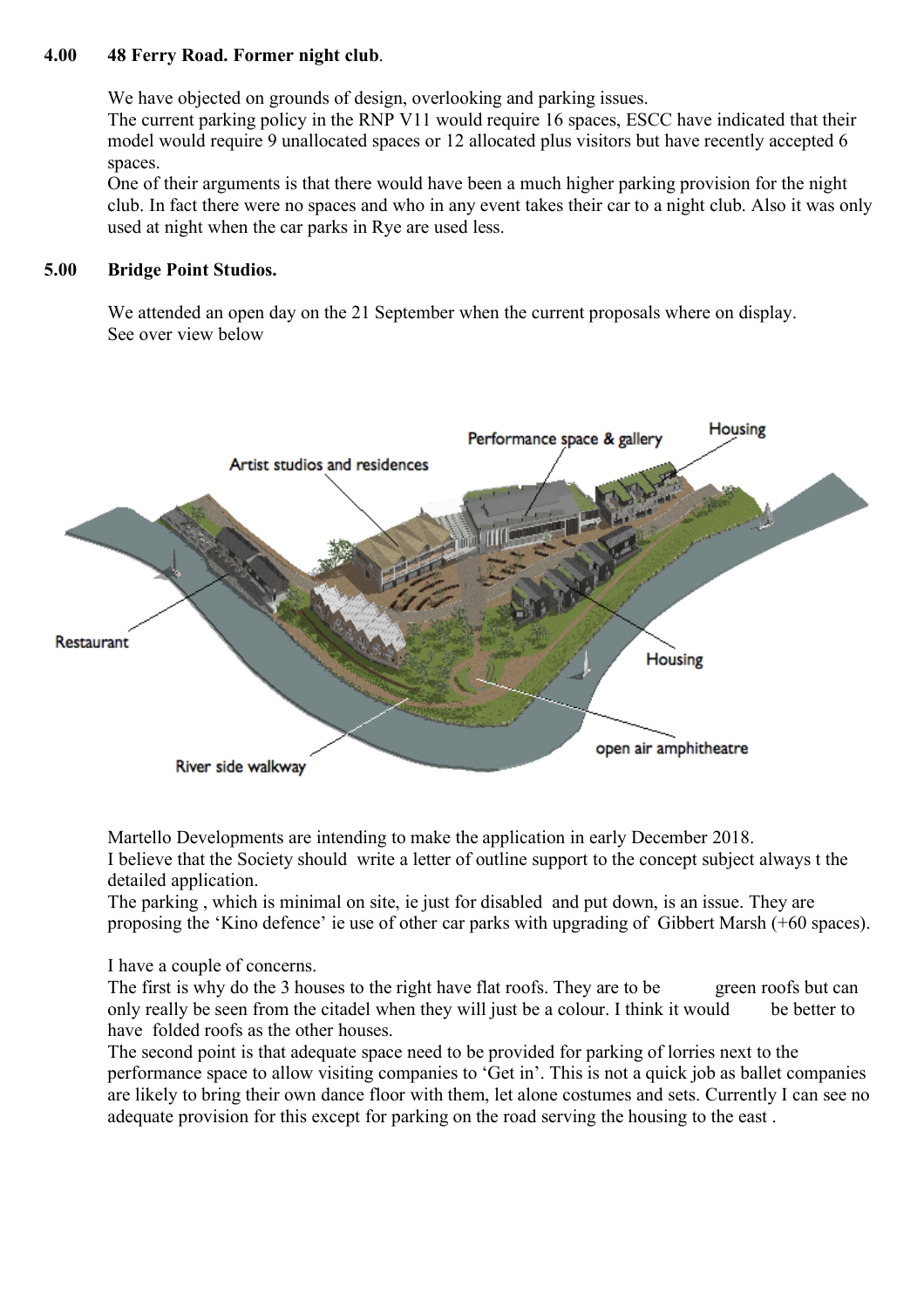## 4.00 48 Ferry Road. Former night club.

We have objected on grounds of design, overlooking and parking issues.
The current parking policy in the RNP V11 would require 16 spaces, ESCC have indicated that their model would require 9 unallocated spaces or 12 allocated plus visitors but have recently accepted 6 spaces.
One of their arguments is that there would have been a much higher parking provision for the night club. In fact there were no spaces and who in any event takes their car to a night club. Also it was only used at night when the car parks in Rye are used less.

## 5.00 Bridge Point Studios.

We attended an open day on the 21 September when the current proposals where on display.
See over view below

Performance space & gallery

Housing

Artist studios and residences

Restaurant

Housing

open air amphitheatre

River side walkway

Martello Developments are intending to make the application in early December 2018.
I believe that the Society should write a letter of outline support to the concept subject always t the detailed application.
The parking , which is minimal on site, ie just for disabled and put down, is an issue. They are proposing the 'Kino defence' ie use of other car parks with upgrading of Gibbert Marsh (+60 spaces).

I have a couple of concerns.
The first is why do the 3 houses to the right have flat roofs. They are to be green roofs but can only really be seen from the citadel when they will just be a colour. I think it would be better to have folded roofs as the other houses.
The second point is that adequate space need to be provided for parking of lorries next to the performance space to allow visiting companies to 'Get in'. This is not a quick job as ballet companies are likely to bring their own dance floor with them, let alone costumes and sets. Currently I can see no adequate provision for this except for parking on the road serving the housing to the east .